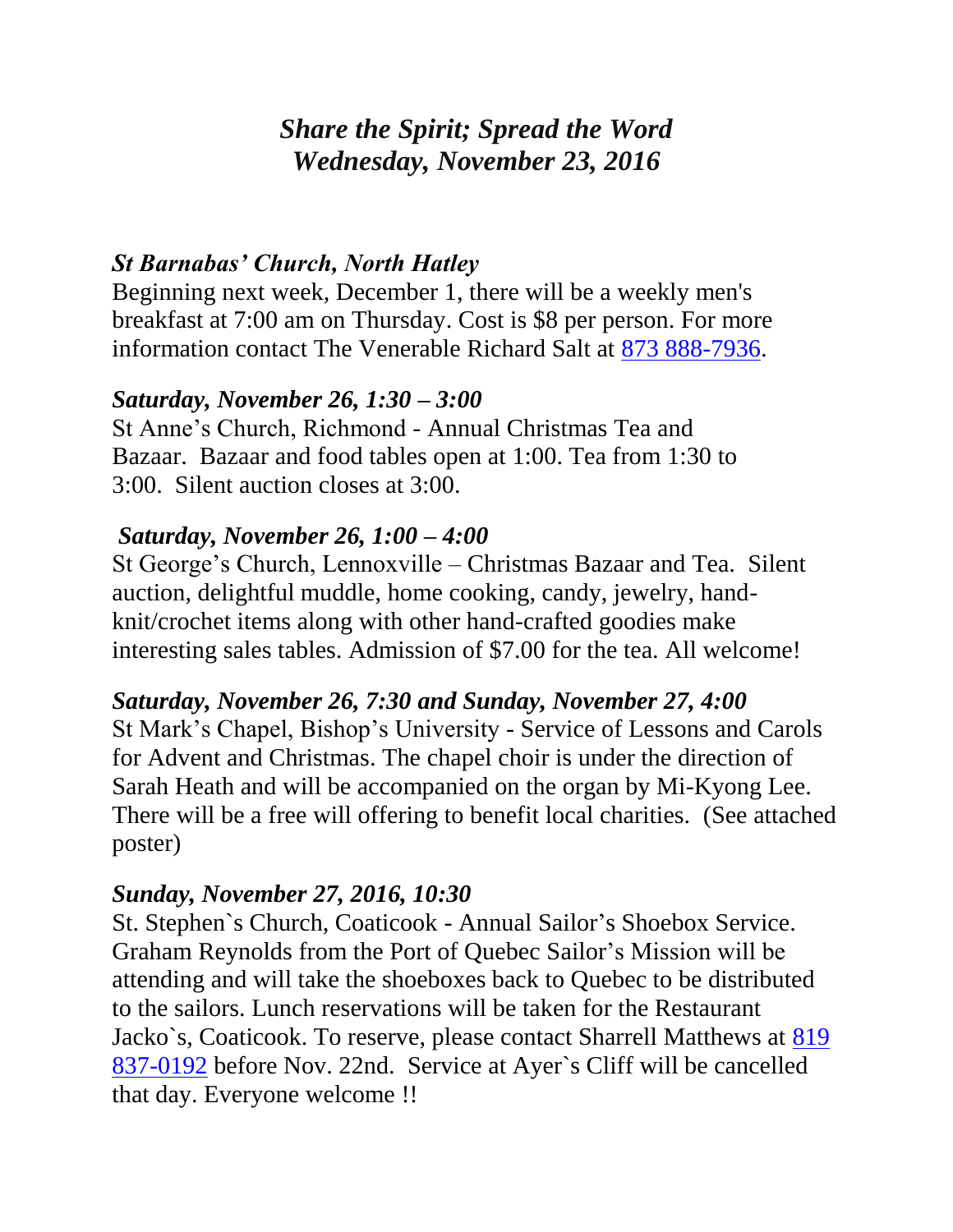# *Share the Spirit; Spread the Word*
# *Wednesday, November 23, 2016*

### *St Barnabas' Church, North Hatley*

Beginning next week, December 1, there will be a weekly men's breakfast at 7:00 am on Thursday. Cost is $8 per person. For more information contact The Venerable Richard Salt at [873 888-7936](tel:873888-7936).

### *Saturday, November 26, 1:30 – 3:00*

St Anne's Church, Richmond - Annual Christmas Tea and Bazaar. Bazaar and food tables open at 1:00. Tea from 1:30 to 3:00. Silent auction closes at 3:00.

### *Saturday, November 26, 1:00 – 4:00*

St George's Church, Lennoxville – Christmas Bazaar and Tea. Silent auction, delightful muddle, home cooking, candy, jewelry, hand-knit/crochet items along with other hand-crafted goodies make interesting sales tables. Admission of $7.00 for the tea. All welcome!

### *Saturday, November 26, 7:30 and Sunday, November 27, 4:00*

St Mark's Chapel, Bishop's University - Service of Lessons and Carols for Advent and Christmas. The chapel choir is under the direction of Sarah Heath and will be accompanied on the organ by Mi-Kyong Lee. There will be a free will offering to benefit local charities. (See attached poster)

### *Sunday, November 27, 2016, 10:30*

St. Stephen`s Church, Coaticook - Annual Sailor's Shoebox Service. Graham Reynolds from the Port of Quebec Sailor's Mission will be attending and will take the shoeboxes back to Quebec to be distributed to the sailors. Lunch reservations will be taken for the Restaurant Jacko`s, Coaticook. To reserve, please contact Sharrell Matthews at [819 837-0192](tel:819837-0192) before Nov. 22nd. Service at Ayer`s Cliff will be cancelled that day. Everyone welcome !!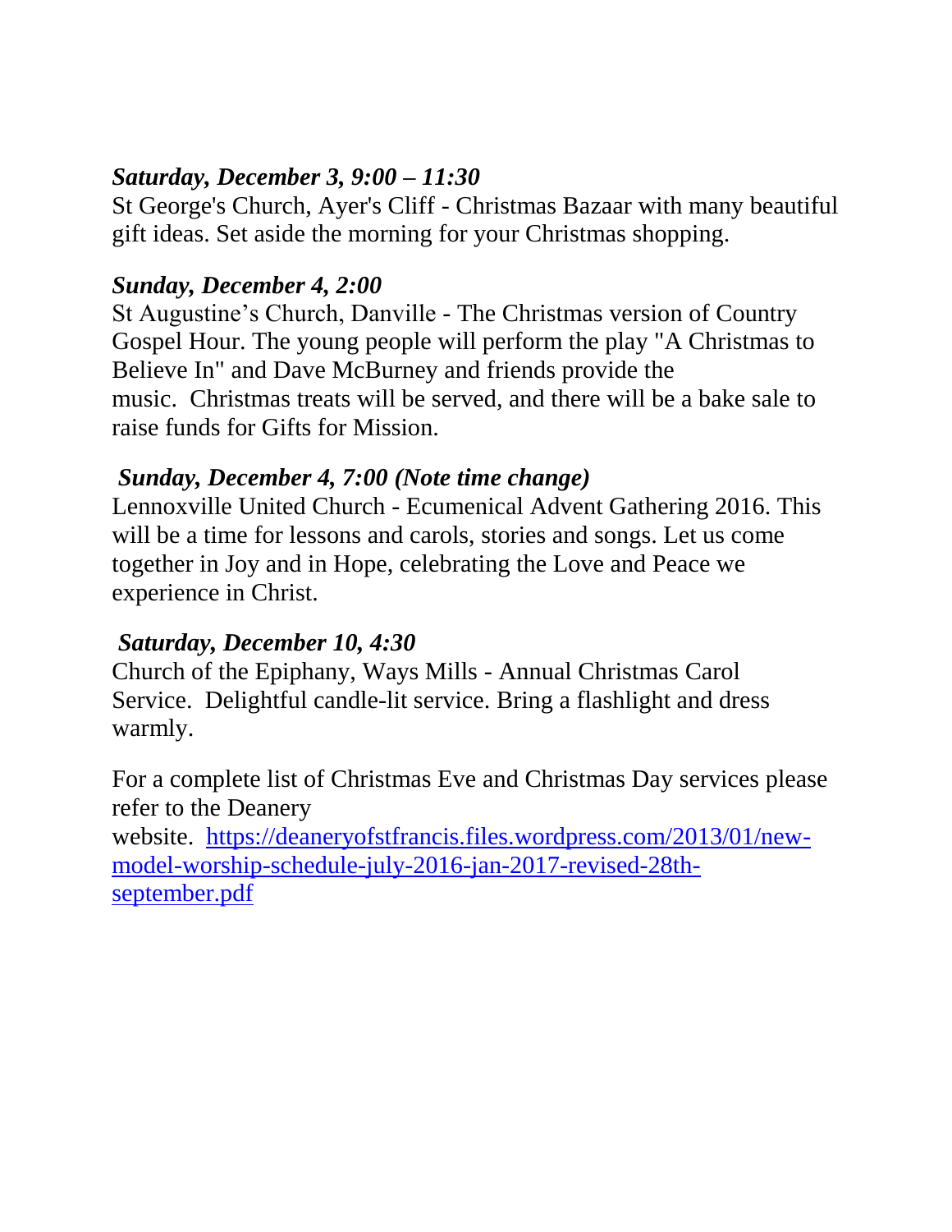***Saturday, December 3, 9:00 – 11:30***

St George's Church, Ayer's Cliff - Christmas Bazaar with many beautiful gift ideas. Set aside the morning for your Christmas shopping.

***Sunday, December 4, 2:00***

St Augustine's Church, Danville - The Christmas version of Country Gospel Hour. The young people will perform the play "A Christmas to Believe In" and Dave McBurney and friends provide the music. Christmas treats will be served, and there will be a bake sale to raise funds for Gifts for Mission.

***Sunday, December 4, 7:00 (Note time change)***

Lennoxville United Church - Ecumenical Advent Gathering 2016. This will be a time for lessons and carols, stories and songs. Let us come together in Joy and in Hope, celebrating the Love and Peace we experience in Christ.

***Saturday, December 10, 4:30***

Church of the Epiphany, Ways Mills - Annual Christmas Carol Service. Delightful candle-lit service. Bring a flashlight and dress warmly.

For a complete list of Christmas Eve and Christmas Day services please refer to the Deanery website. [https://deaneryofstfrancis.files.wordpress.com/2013/01/new-model-worship-schedule-july-2016-jan-2017-revised-28th-september.pdf](https://deaneryofstfrancis.files.wordpress.com/2013/01/new-model-worship-schedule-july-2016-jan-2017-revised-28th-september.pdf)